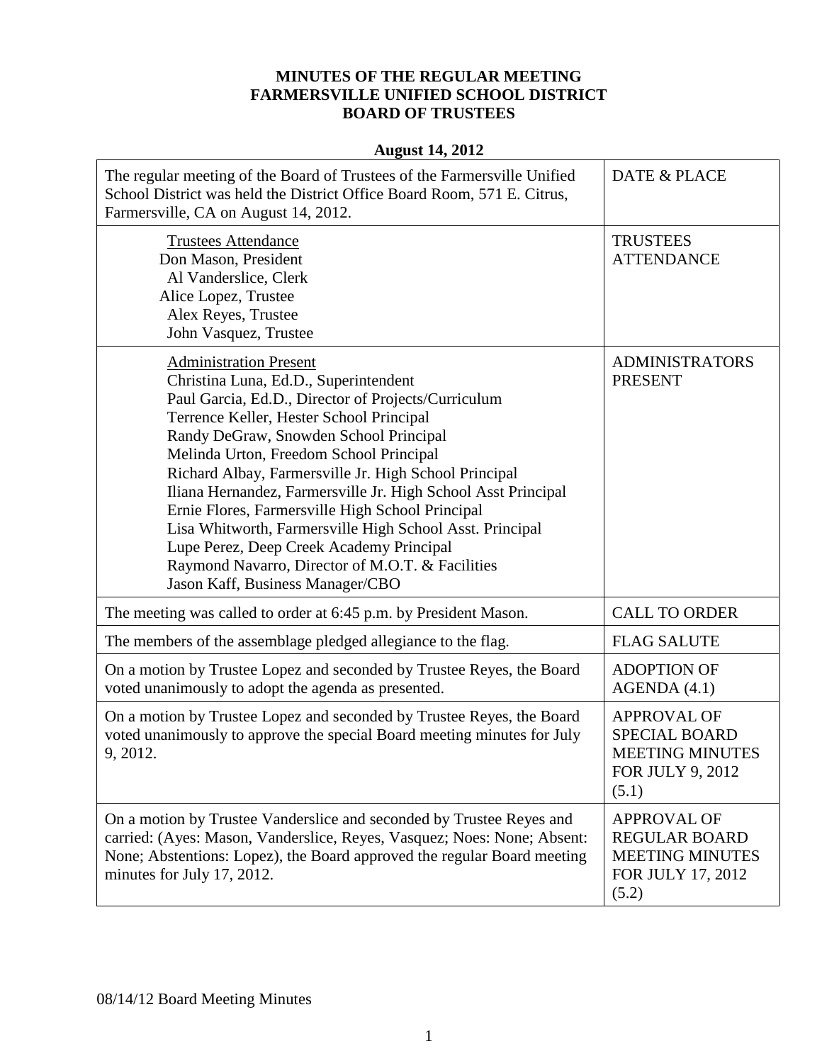**MINUTES OF THE REGULAR MEETING**
**FARMERSVILLE UNIFIED SCHOOL DISTRICT**
**BOARD OF TRUSTEES**

**August 14, 2012**

| | |
|---|---|
| The regular meeting of the Board of Trustees of the Farmersville Unified School District was held the District Office Board Room, 571 E. Citrus, Farmersville, CA on August 14, 2012. | DATE & PLACE |
| Trustees Attendance<br>Don Mason, President<br>Al Vanderslice, Clerk<br>Alice Lopez, Trustee<br>Alex Reyes, Trustee<br>John Vasquez, Trustee | TRUSTEES ATTENDANCE |
| Administration Present<br>Christina Luna, Ed.D., Superintendent<br>Paul Garcia, Ed.D., Director of Projects/Curriculum<br>Terrence Keller, Hester School Principal<br>Randy DeGraw, Snowden School Principal<br>Melinda Urton, Freedom School Principal<br>Richard Albay, Farmersville Jr. High School Principal<br>Iliana Hernandez, Farmersville Jr. High School Asst Principal<br>Ernie Flores, Farmersville High School Principal<br>Lisa Whitworth, Farmersville High School Asst. Principal<br>Lupe Perez, Deep Creek Academy Principal<br>Raymond Navarro, Director of M.O.T. & Facilities<br>Jason Kaff, Business Manager/CBO | ADMINISTRATORS PRESENT |
| The meeting was called to order at 6:45 p.m. by President Mason. | CALL TO ORDER |
| The members of the assemblage pledged allegiance to the flag. | FLAG SALUTE |
| On a motion by Trustee Lopez and seconded by Trustee Reyes, the Board voted unanimously to adopt the agenda as presented. | ADOPTION OF AGENDA (4.1) |
| On a motion by Trustee Lopez and seconded by Trustee Reyes, the Board voted unanimously to approve the special Board meeting minutes for July 9, 2012. | APPROVAL OF SPECIAL BOARD MEETING MINUTES FOR JULY 9, 2012 (5.1) |
| On a motion by Trustee Vanderslice and seconded by Trustee Reyes and carried: (Ayes: Mason, Vanderslice, Reyes, Vasquez; Noes: None; Absent: None; Abstentions: Lopez), the Board approved the regular Board meeting minutes for July 17, 2012. | APPROVAL OF REGULAR BOARD MEETING MINUTES FOR JULY 17, 2012 (5.2) |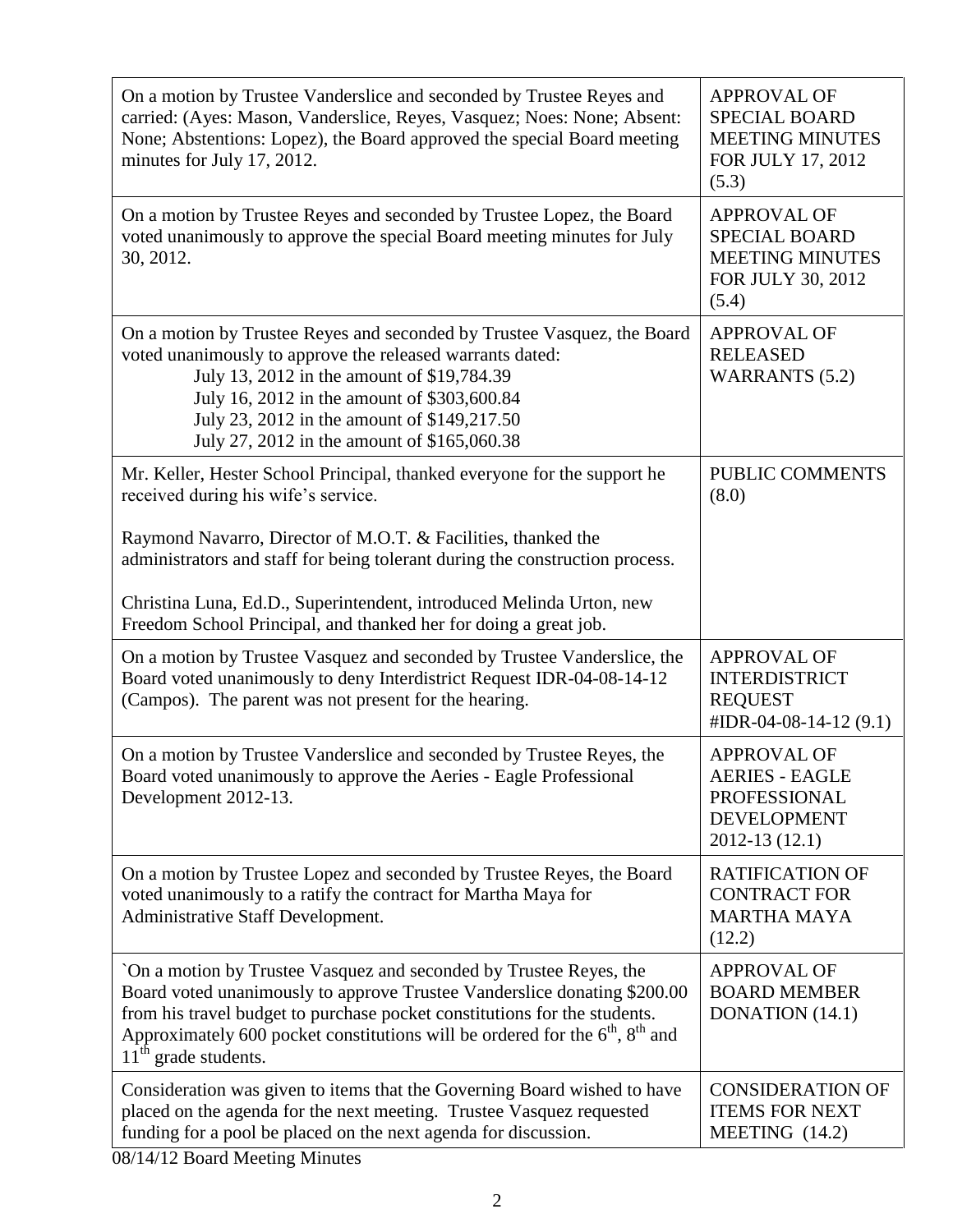| | |
|---|---|
| On a motion by Trustee Vanderslice and seconded by Trustee Reyes and carried: (Ayes: Mason, Vanderslice, Reyes, Vasquez; Noes: None; Absent: None; Abstentions: Lopez), the Board approved the special Board meeting minutes for July 17, 2012. | APPROVAL OF SPECIAL BOARD MEETING MINUTES FOR JULY 17, 2012 (5.3) |
| On a motion by Trustee Reyes and seconded by Trustee Lopez, the Board voted unanimously to approve the special Board meeting minutes for July 30, 2012. | APPROVAL OF SPECIAL BOARD MEETING MINUTES FOR JULY 30, 2012 (5.4) |
| On a motion by Trustee Reyes and seconded by Trustee Vasquez, the Board voted unanimously to approve the released warrants dated:<br>July 13, 2012 in the amount of $19,784.39<br>July 16, 2012 in the amount of $303,600.84<br>July 23, 2012 in the amount of $149,217.50<br>July 27, 2012 in the amount of $165,060.38 | APPROVAL OF RELEASED WARRANTS (5.2) |
| Mr. Keller, Hester School Principal, thanked everyone for the support he received during his wife's service.<br><br>Raymond Navarro, Director of M.O.T. & Facilities, thanked the administrators and staff for being tolerant during the construction process.<br><br>Christina Luna, Ed.D., Superintendent, introduced Melinda Urton, new Freedom School Principal, and thanked her for doing a great job. | PUBLIC COMMENTS (8.0) |
| On a motion by Trustee Vasquez and seconded by Trustee Vanderslice, the Board voted unanimously to deny Interdistrict Request IDR-04-08-14-12 (Campos). The parent was not present for the hearing. | APPROVAL OF INTERDISTRICT REQUEST #IDR-04-08-14-12 (9.1) |
| On a motion by Trustee Vanderslice and seconded by Trustee Reyes, the Board voted unanimously to approve the Aeries - Eagle Professional Development 2012-13. | APPROVAL OF AERIES - EAGLE PROFESSIONAL DEVELOPMENT 2012-13 (12.1) |
| On a motion by Trustee Lopez and seconded by Trustee Reyes, the Board voted unanimously to a ratify the contract for Martha Maya for Administrative Staff Development. | RATIFICATION OF CONTRACT FOR MARTHA MAYA (12.2) |
| `On a motion by Trustee Vasquez and seconded by Trustee Reyes, the Board voted unanimously to approve Trustee Vanderslice donating $200.00 from his travel budget to purchase pocket constitutions for the students. Approximately 600 pocket constitutions will be ordered for the 6th, 8th and 11th grade students. | APPROVAL OF BOARD MEMBER DONATION (14.1) |
| Consideration was given to items that the Governing Board wished to have placed on the agenda for the next meeting. Trustee Vasquez requested funding for a pool be placed on the next agenda for discussion. | CONSIDERATION OF ITEMS FOR NEXT MEETING (14.2) |

08/14/12 Board Meeting Minutes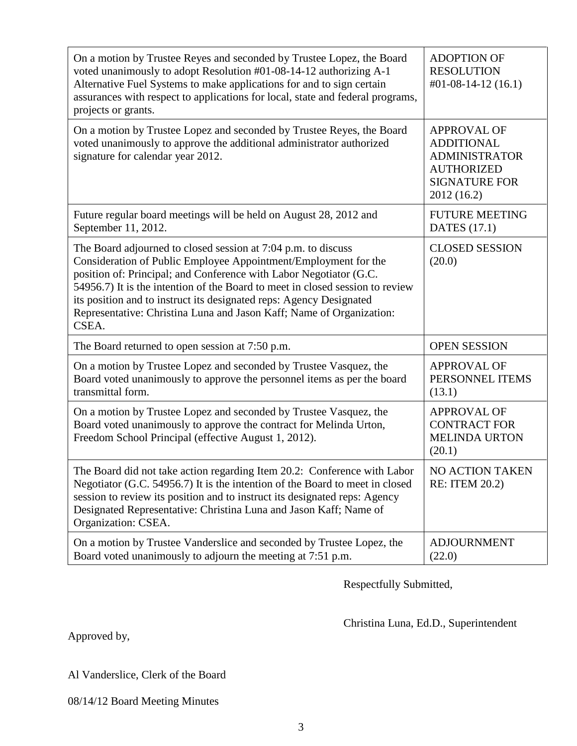| | |
|---|---|
| On a motion by Trustee Reyes and seconded by Trustee Lopez, the Board voted unanimously to adopt Resolution #01-08-14-12 authorizing A-1 Alternative Fuel Systems to make applications for and to sign certain assurances with respect to applications for local, state and federal programs, projects or grants. | ADOPTION OF RESOLUTION #01-08-14-12 (16.1) |
| On a motion by Trustee Lopez and seconded by Trustee Reyes, the Board voted unanimously to approve the additional administrator authorized signature for calendar year 2012. | APPROVAL OF ADDITIONAL ADMINISTRATOR AUTHORIZED SIGNATURE FOR 2012 (16.2) |
| Future regular board meetings will be held on August 28, 2012 and September 11, 2012. | FUTURE MEETING DATES (17.1) |
| The Board adjourned to closed session at 7:04 p.m. to discuss Consideration of Public Employee Appointment/Employment for the position of: Principal; and Conference with Labor Negotiator (G.C. 54956.7) It is the intention of the Board to meet in closed session to review its position and to instruct its designated reps: Agency Designated Representative: Christina Luna and Jason Kaff; Name of Organization: CSEA. | CLOSED SESSION (20.0) |
| The Board returned to open session at 7:50 p.m. | OPEN SESSION |
| On a motion by Trustee Lopez and seconded by Trustee Vasquez, the Board voted unanimously to approve the personnel items as per the board transmittal form. | APPROVAL OF PERSONNEL ITEMS (13.1) |
| On a motion by Trustee Lopez and seconded by Trustee Vasquez, the Board voted unanimously to approve the contract for Melinda Urton, Freedom School Principal (effective August 1, 2012). | APPROVAL OF CONTRACT FOR MELINDA URTON (20.1) |
| The Board did not take action regarding Item 20.2: Conference with Labor Negotiator (G.C. 54956.7) It is the intention of the Board to meet in closed session to review its position and to instruct its designated reps: Agency Designated Representative: Christina Luna and Jason Kaff; Name of Organization: CSEA. | NO ACTION TAKEN RE: ITEM 20.2) |
| On a motion by Trustee Vanderslice and seconded by Trustee Lopez, the Board voted unanimously to adjourn the meeting at 7:51 p.m. | ADJOURNMENT (22.0) |

Respectfully Submitted,

Christina Luna, Ed.D., Superintendent

Approved by,

Al Vanderslice, Clerk of the Board

08/14/12 Board Meeting Minutes